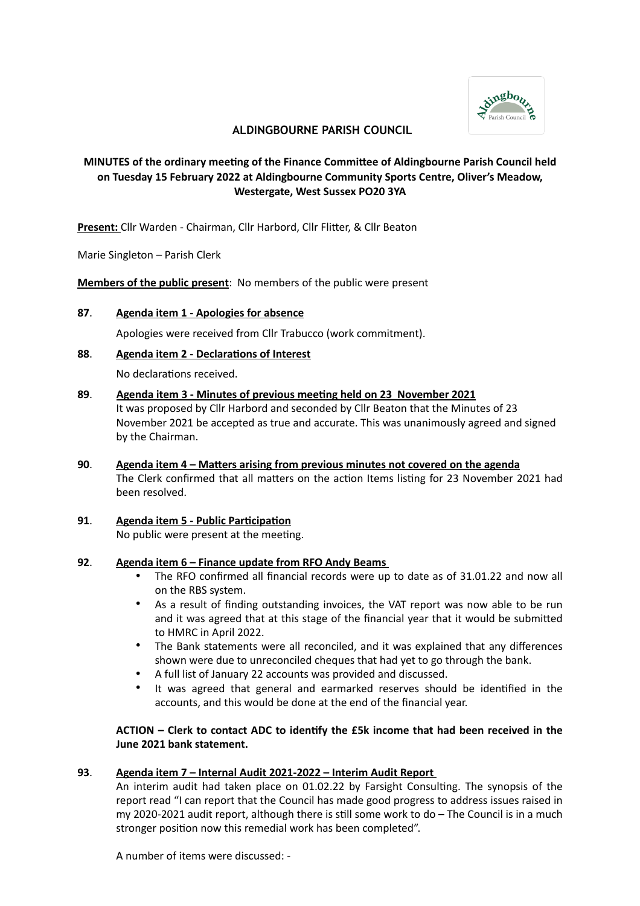# ALDINGBOURNE PARISH COUNCIL

**MINUTES of the ordinary meeting of the Finance Committee of Aldingbourne Parish Council held on Tuesday 15 February 2022 at Aldingbourne Community Sports Centre, Oliver's Meadow, Westergate, West Sussex PO20 3YA**

**Present:** Cllr Warden - Chairman, Cllr Harbord, Cllr Flitter, & Cllr Beaton

Marie Singleton – Parish Clerk

**Members of the public present**: No members of the public were present

**87**. **Agenda item 1 - Apologies for absence**

Apologies were received from Cllr Trabucco (work commitment).

**88**. **Agenda item 2 - Declarations of Interest**

No declarations received.

**89**. **Agenda item 3 - Minutes of previous meeting held on 23 November 2021**

It was proposed by Cllr Harbord and seconded by Cllr Beaton that the Minutes of 23 November 2021 be accepted as true and accurate. This was unanimously agreed and signed by the Chairman.

**90**. **Agenda item 4 – Matters arising from previous minutes not covered on the agenda**

The Clerk confirmed that all matters on the action Items listing for 23 November 2021 had been resolved.

**91**. **Agenda item 5 - Public Participation**

No public were present at the meeting.

**92**. **Agenda item 6 – Finance update from RFO Andy Beams**

- The RFO confirmed all financial records were up to date as of 31.01.22 and now all on the RBS system.
- As a result of finding outstanding invoices, the VAT report was now able to be run and it was agreed that at this stage of the financial year that it would be submitted to HMRC in April 2022.
- The Bank statements were all reconciled, and it was explained that any differences shown were due to unreconciled cheques that had yet to go through the bank.
- A full list of January 22 accounts was provided and discussed.
- It was agreed that general and earmarked reserves should be identified in the accounts, and this would be done at the end of the financial year.

**ACTION – Clerk to contact ADC to identify the £5k income that had been received in the June 2021 bank statement.**

**93**. **Agenda item 7 – Internal Audit 2021-2022 – Interim Audit Report**

An interim audit had taken place on 01.02.22 by Farsight Consulting. The synopsis of the report read "I can report that the Council has made good progress to address issues raised in my 2020-2021 audit report, although there is still some work to do – The Council is in a much stronger position now this remedial work has been completed".

A number of items were discussed: -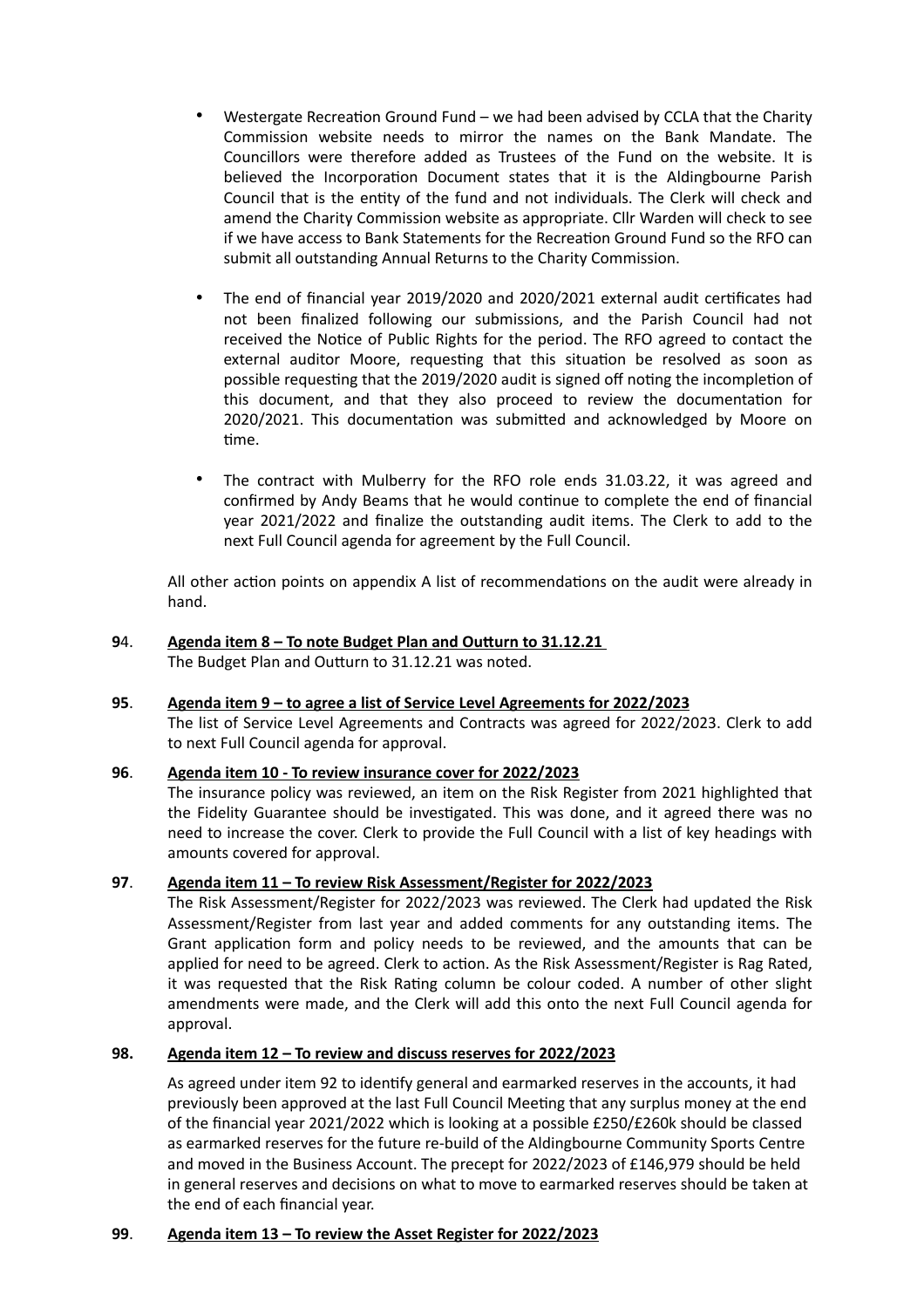- Westergate Recreation Ground Fund – we had been advised by CCLA that the Charity Commission website needs to mirror the names on the Bank Mandate. The Councillors were therefore added as Trustees of the Fund on the website. It is believed the Incorporation Document states that it is the Aldingbourne Parish Council that is the entity of the fund and not individuals. The Clerk will check and amend the Charity Commission website as appropriate. Cllr Warden will check to see if we have access to Bank Statements for the Recreation Ground Fund so the RFO can submit all outstanding Annual Returns to the Charity Commission.

- The end of financial year 2019/2020 and 2020/2021 external audit certificates had not been finalized following our submissions, and the Parish Council had not received the Notice of Public Rights for the period. The RFO agreed to contact the external auditor Moore, requesting that this situation be resolved as soon as possible requesting that the 2019/2020 audit is signed off noting the incompletion of this document, and that they also proceed to review the documentation for 2020/2021. This documentation was submitted and acknowledged by Moore on time.

- The contract with Mulberry for the RFO role ends 31.03.22, it was agreed and confirmed by Andy Beams that he would continue to complete the end of financial year 2021/2022 and finalize the outstanding audit items. The Clerk to add to the next Full Council agenda for agreement by the Full Council.

All other action points on appendix A list of recommendations on the audit were already in hand.

**94**. **Agenda item 8 – To note Budget Plan and Outturn to 31.12.21**

The Budget Plan and Outturn to 31.12.21 was noted.

**95**. **Agenda item 9 – to agree a list of Service Level Agreements for 2022/2023**

The list of Service Level Agreements and Contracts was agreed for 2022/2023. Clerk to add to next Full Council agenda for approval.

**96**. **Agenda item 10 - To review insurance cover for 2022/2023**

The insurance policy was reviewed, an item on the Risk Register from 2021 highlighted that the Fidelity Guarantee should be investigated. This was done, and it agreed there was no need to increase the cover. Clerk to provide the Full Council with a list of key headings with amounts covered for approval.

**97**. **Agenda item 11 – To review Risk Assessment/Register for 2022/2023**

The Risk Assessment/Register for 2022/2023 was reviewed. The Clerk had updated the Risk Assessment/Register from last year and added comments for any outstanding items. The Grant application form and policy needs to be reviewed, and the amounts that can be applied for need to be agreed. Clerk to action. As the Risk Assessment/Register is Rag Rated, it was requested that the Risk Rating column be colour coded. A number of other slight amendments were made, and the Clerk will add this onto the next Full Council agenda for approval.

**98.** **Agenda item 12 – To review and discuss reserves for 2022/2023**

As agreed under item 92 to identify general and earmarked reserves in the accounts, it had previously been approved at the last Full Council Meeting that any surplus money at the end of the financial year 2021/2022 which is looking at a possible £250/£260k should be classed as earmarked reserves for the future re-build of the Aldingbourne Community Sports Centre and moved in the Business Account. The precept for 2022/2023 of £146,979 should be held in general reserves and decisions on what to move to earmarked reserves should be taken at the end of each financial year.

**99**. **Agenda item 13 – To review the Asset Register for 2022/2023**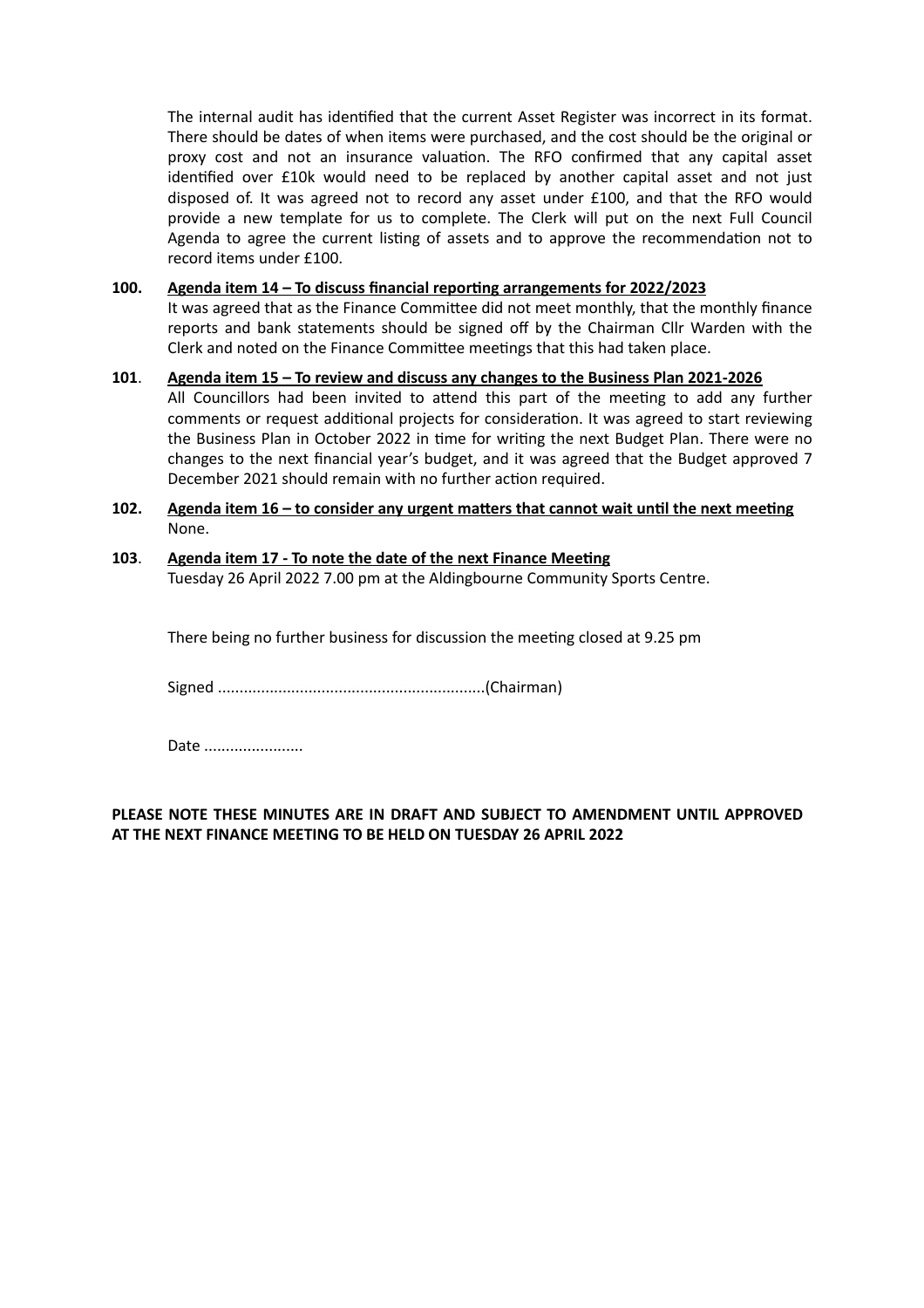The internal audit has identified that the current Asset Register was incorrect in its format. There should be dates of when items were purchased, and the cost should be the original or proxy cost and not an insurance valuation. The RFO confirmed that any capital asset identified over £10k would need to be replaced by another capital asset and not just disposed of. It was agreed not to record any asset under £100, and that the RFO would provide a new template for us to complete. The Clerk will put on the next Full Council Agenda to agree the current listing of assets and to approve the recommendation not to record items under £100.

**100. <u>Agenda item 14 – To discuss financial reporting arrangements for 2022/2023</u>**

It was agreed that as the Finance Committee did not meet monthly, that the monthly finance reports and bank statements should be signed off by the Chairman Cllr Warden with the Clerk and noted on the Finance Committee meetings that this had taken place.

**101. <u>Agenda item 15 – To review and discuss any changes to the Business Plan 2021-2026</u>**

All Councillors had been invited to attend this part of the meeting to add any further comments or request additional projects for consideration. It was agreed to start reviewing the Business Plan in October 2022 in time for writing the next Budget Plan. There were no changes to the next financial year's budget, and it was agreed that the Budget approved 7 December 2021 should remain with no further action required.

**102. <u>Agenda item 16 – to consider any urgent matters that cannot wait until the next meeting</u>**

None.

**103. <u>Agenda item 17 - To note the date of the next Finance Meeting</u>**

Tuesday 26 April 2022 7.00 pm at the Aldingbourne Community Sports Centre.

There being no further business for discussion the meeting closed at 9.25 pm

Signed .............................................................(Chairman)

Date .......................

**PLEASE NOTE THESE MINUTES ARE IN DRAFT AND SUBJECT TO AMENDMENT UNTIL APPROVED AT THE NEXT FINANCE MEETING TO BE HELD ON TUESDAY 26 APRIL 2022**